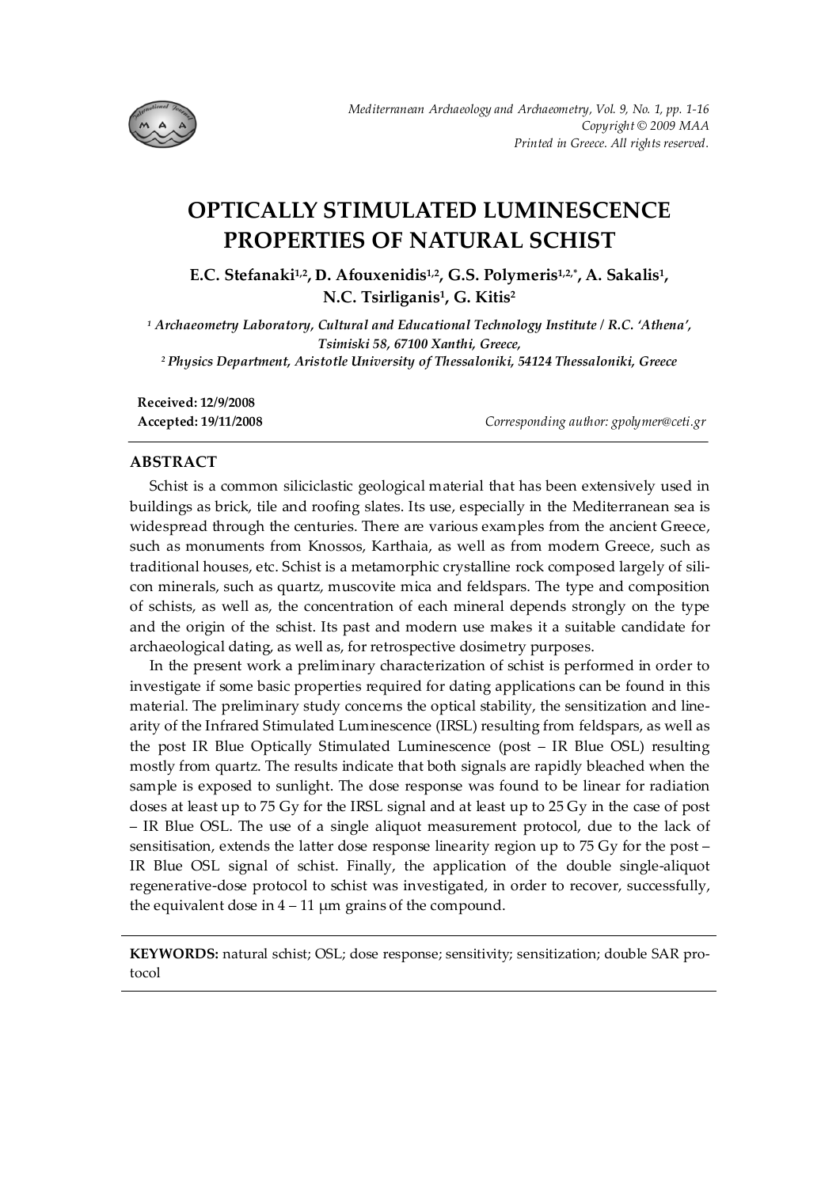# OPTICALLY STIMULATED LUMINESCENCE PROPERTIES OF NATURAL SCHIST

**E.C. Stefanaki[1,2], D. Afouxenidis[1,2], G.S. Polymeris[1,2,*], A. Sakalis[1], N.C. Tsirliganis[1], G. Kitis[2]**

*[1] Archaeometry Laboratory, Cultural and Educational Technology Institute / R.C. 'Athena', Tsimiski 58, 67100 Xanthi, Greece,*
*[2] Physics Department, Aristotle University of Thessaloniki, 54124 Thessaloniki, Greece*

**Received: 12/9/2008**
**Accepted: 19/11/2008**

*Corresponding author: gpolymer@ceti.gr*

## ABSTRACT

Schist is a common siliciclastic geological material that has been extensively used in buildings as brick, tile and roofing slates. Its use, especially in the Mediterranean sea is widespread through the centuries. There are various examples from the ancient Greece, such as monuments from Knossos, Karthaia, as well as from modern Greece, such as traditional houses, etc. Schist is a metamorphic crystalline rock composed largely of silicon minerals, such as quartz, muscovite mica and feldspars. The type and composition of schists, as well as, the concentration of each mineral depends strongly on the type and the origin of the schist. Its past and modern use makes it a suitable candidate for archaeological dating, as well as, for retrospective dosimetry purposes.

In the present work a preliminary characterization of schist is performed in order to investigate if some basic properties required for dating applications can be found in this material. The preliminary study concerns the optical stability, the sensitization and linearity of the Infrared Stimulated Luminescence (IRSL) resulting from feldspars, as well as the post IR Blue Optically Stimulated Luminescence (post – IR Blue OSL) resulting mostly from quartz. The results indicate that both signals are rapidly bleached when the sample is exposed to sunlight. The dose response was found to be linear for radiation doses at least up to 75 Gy for the IRSL signal and at least up to 25 Gy in the case of post – IR Blue OSL. The use of a single aliquot measurement protocol, due to the lack of sensitisation, extends the latter dose response linearity region up to 75 Gy for the post – IR Blue OSL signal of schist. Finally, the application of the double single-aliquot regenerative-dose protocol to schist was investigated, in order to recover, successfully, the equivalent dose in 4 – 11 μm grains of the compound.

**KEYWORDS:** natural schist; OSL; dose response; sensitivity; sensitization; double SAR protocol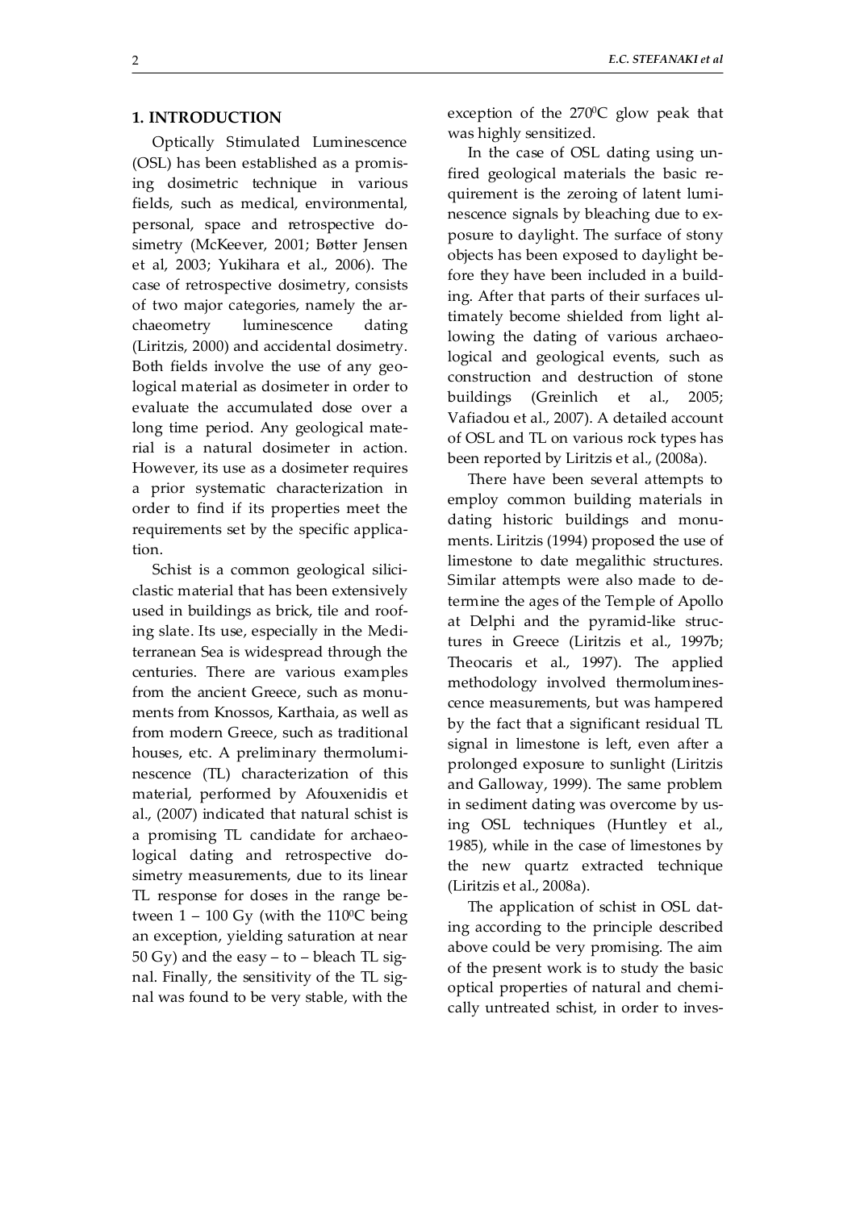## 1. INTRODUCTION

Optically Stimulated Luminescence (OSL) has been established as a promising dosimetric technique in various fields, such as medical, environmental, personal, space and retrospective dosimetry (McKeever, 2001; Bøtter Jensen et al, 2003; Yukihara et al., 2006). The case of retrospective dosimetry, consists of two major categories, namely the archaeometry luminescence dating (Liritzis, 2000) and accidental dosimetry. Both fields involve the use of any geological material as dosimeter in order to evaluate the accumulated dose over a long time period. Any geological material is a natural dosimeter in action. However, its use as a dosimeter requires a prior systematic characterization in order to find if its properties meet the requirements set by the specific application.

Schist is a common geological siliciclastic material that has been extensively used in buildings as brick, tile and roofing slate. Its use, especially in the Mediterranean Sea is widespread through the centuries. There are various examples from the ancient Greece, such as monuments from Knossos, Karthaia, as well as from modern Greece, such as traditional houses, etc. A preliminary thermoluminescence (TL) characterization of this material, performed by Afouxenidis et al., (2007) indicated that natural schist is a promising TL candidate for archaeological dating and retrospective dosimetry measurements, due to its linear TL response for doses in the range between 1 – 100 Gy (with the $110^0$C being an exception, yielding saturation at near 50 Gy) and the easy – to – bleach TL signal. Finally, the sensitivity of the TL signal was found to be very stable, with the exception of the $270^0$C glow peak that was highly sensitized.

In the case of OSL dating using unfired geological materials the basic requirement is the zeroing of latent luminescence signals by bleaching due to exposure to daylight. The surface of stony objects has been exposed to daylight before they have been included in a building. After that parts of their surfaces ultimately become shielded from light allowing the dating of various archaeological and geological events, such as construction and destruction of stone buildings (Greinlich et al., 2005; Vafiadou et al., 2007). A detailed account of OSL and TL on various rock types has been reported by Liritzis et al., (2008a).

There have been several attempts to employ common building materials in dating historic buildings and monuments. Liritzis (1994) proposed the use of limestone to date megalithic structures. Similar attempts were also made to determine the ages of the Temple of Apollo at Delphi and the pyramid-like structures in Greece (Liritzis et al., 1997b; Theocaris et al., 1997). The applied methodology involved thermoluminescence measurements, but was hampered by the fact that a significant residual TL signal in limestone is left, even after a prolonged exposure to sunlight (Liritzis and Galloway, 1999). The same problem in sediment dating was overcome by using OSL techniques (Huntley et al., 1985), while in the case of limestones by the new quartz extracted technique (Liritzis et al., 2008a).

The application of schist in OSL dating according to the principle described above could be very promising. The aim of the present work is to study the basic optical properties of natural and chemically untreated schist, in order to inves-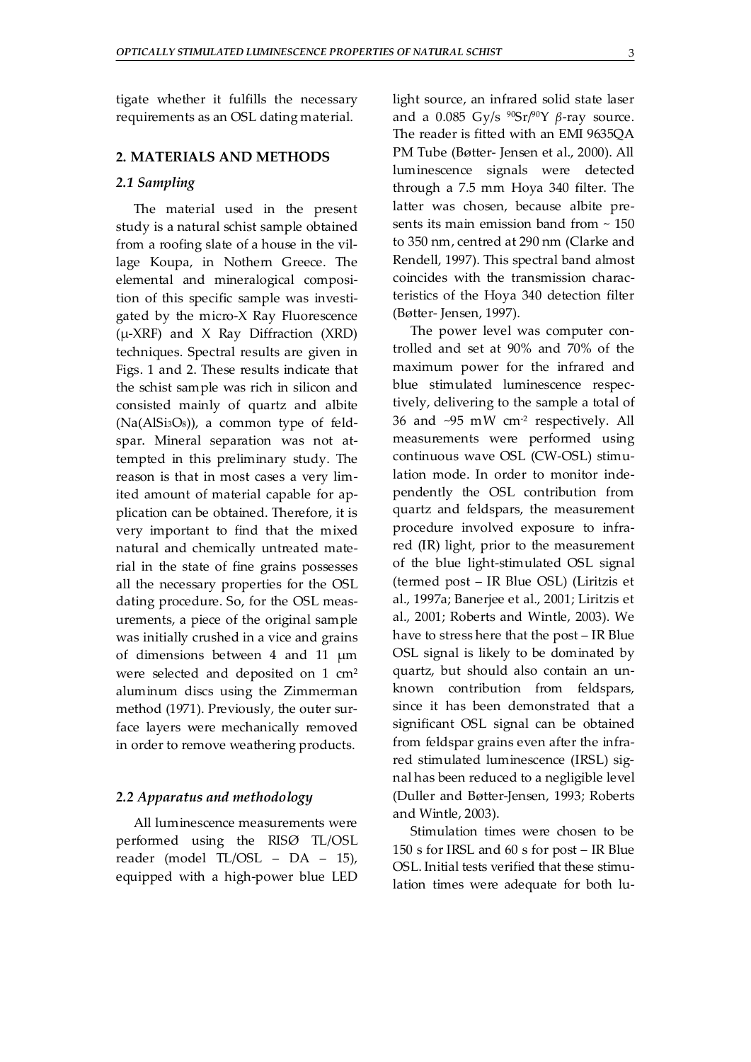tigate whether it fulfills the necessary requirements as an OSL dating material.

## 2. MATERIALS AND METHODS

### *2.1 Sampling*

The material used in the present study is a natural schist sample obtained from a roofing slate of a house in the village Koupa, in Nothern Greece. The elemental and mineralogical composition of this specific sample was investigated by the micro-X Ray Fluorescence (μ-XRF) and X Ray Diffraction (XRD) techniques. Spectral results are given in Figs. 1 and 2. These results indicate that the schist sample was rich in silicon and consisted mainly of quartz and albite ($Na(AlSi_3O_8)$), a common type of feldspar. Mineral separation was not attempted in this preliminary study. The reason is that in most cases a very limited amount of material capable for application can be obtained. Therefore, it is very important to find that the mixed natural and chemically untreated material in the state of fine grains possesses all the necessary properties for the OSL dating procedure. So, for the OSL measurements, a piece of the original sample was initially crushed in a vice and grains of dimensions between 4 and 11 μm were selected and deposited on 1 $cm^2$ aluminum discs using the Zimmerman method (1971). Previously, the outer surface layers were mechanically removed in order to remove weathering products.

### *2.2 Apparatus and methodology*

All luminescence measurements were performed using the RISØ TL/OSL reader (model TL/OSL – DA – 15), equipped with a high-power blue LED light source, an infrared solid state laser and a 0.085 Gy/s $^{90}Sr/^{90}Y$ *β*-ray source. The reader is fitted with an EMI 9635QA PM Tube (Bøtter- Jensen et al., 2000). All luminescence signals were detected through a 7.5 mm Hoya 340 filter. The latter was chosen, because albite presents its main emission band from ~ 150 to 350 nm, centred at 290 nm (Clarke and Rendell, 1997). This spectral band almost coincides with the transmission characteristics of the Hoya 340 detection filter (Bøtter- Jensen, 1997).

The power level was computer controlled and set at 90% and 70% of the maximum power for the infrared and blue stimulated luminescence respectively, delivering to the sample a total of 36 and ~95 mW $cm^{-2}$ respectively. All measurements were performed using continuous wave OSL (CW-OSL) stimulation mode. In order to monitor independently the OSL contribution from quartz and feldspars, the measurement procedure involved exposure to infrared (IR) light, prior to the measurement of the blue light-stimulated OSL signal (termed post – IR Blue OSL) (Liritzis et al., 1997a; Banerjee et al., 2001; Liritzis et al., 2001; Roberts and Wintle, 2003). We have to stress here that the post – IR Blue OSL signal is likely to be dominated by quartz, but should also contain an unknown contribution from feldspars, since it has been demonstrated that a significant OSL signal can be obtained from feldspar grains even after the infrared stimulated luminescence (IRSL) signal has been reduced to a negligible level (Duller and Bøtter-Jensen, 1993; Roberts and Wintle, 2003).

Stimulation times were chosen to be 150 s for IRSL and 60 s for post – IR Blue OSL. Initial tests verified that these stimulation times were adequate for both lu-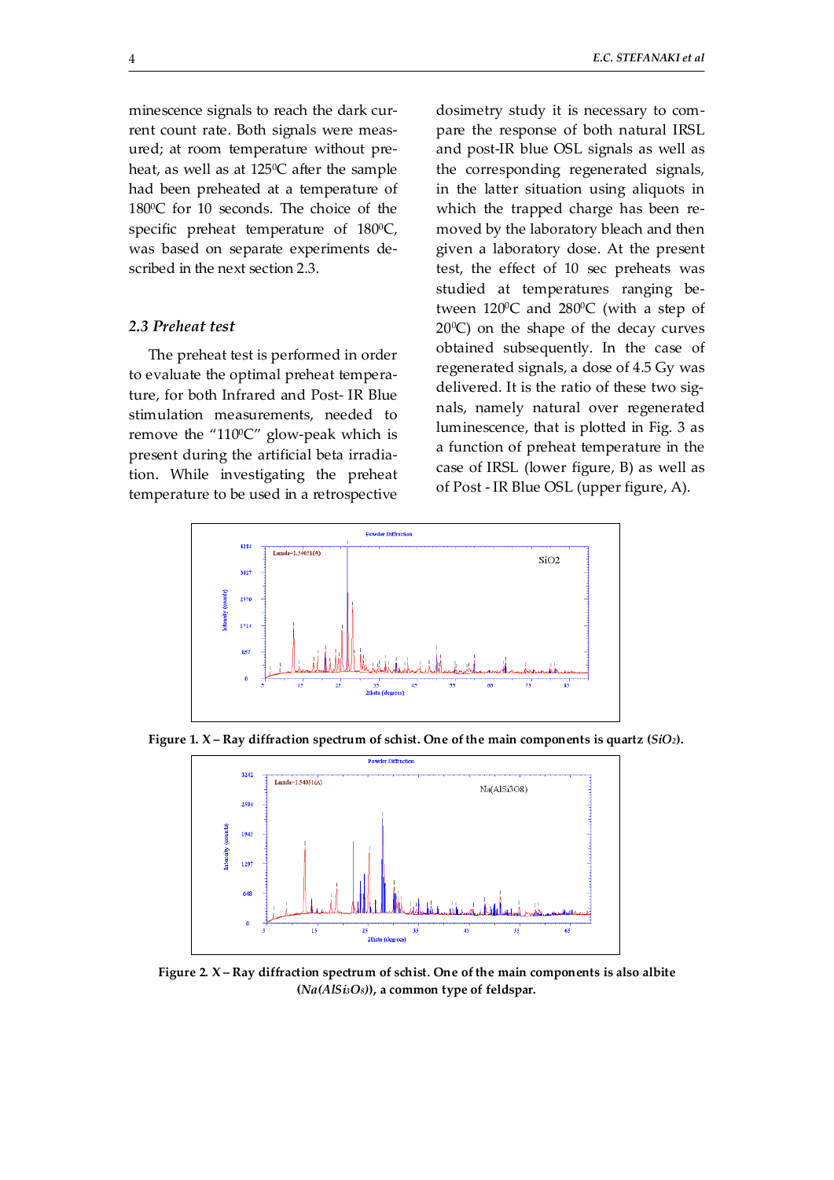minescence signals to reach the dark current count rate. Both signals were measured; at room temperature without preheat, as well as at 125$^0$C after the sample had been preheated at a temperature of 180$^0$C for 10 seconds. The choice of the specific preheat temperature of 180$^0$C, was based on separate experiments described in the next section 2.3.

### *2.3 Preheat test*

The preheat test is performed in order to evaluate the optimal preheat temperature, for both Infrared and Post- IR Blue stimulation measurements, needed to remove the "110$^0$C" glow-peak which is present during the artificial beta irradiation. While investigating the preheat temperature to be used in a retrospective dosimetry study it is necessary to compare the response of both natural IRSL and post-IR blue OSL signals as well as the corresponding regenerated signals, in the latter situation using aliquots in which the trapped charge has been removed by the laboratory bleach and then given a laboratory dose. At the present test, the effect of 10 sec preheats was studied at temperatures ranging between 120$^0$C and 280$^0$C (with a step of 20$^0$C) on the shape of the decay curves obtained subsequently. In the case of regenerated signals, a dose of 4.5 Gy was delivered. It is the ratio of these two signals, namely natural over regenerated luminescence, that is plotted in Fig. 3 as a function of preheat temperature in the case of IRSL (lower figure, B) as well as of Post - IR Blue OSL (upper figure, A).

**Figure 1. X – Ray diffraction spectrum of schist. One of the main components is quartz (*$SiO_2$*).**

**Figure 2. X – Ray diffraction spectrum of schist. One of the main components is also albite (*$Na(AlSi_3O_8)$*), a common type of feldspar.**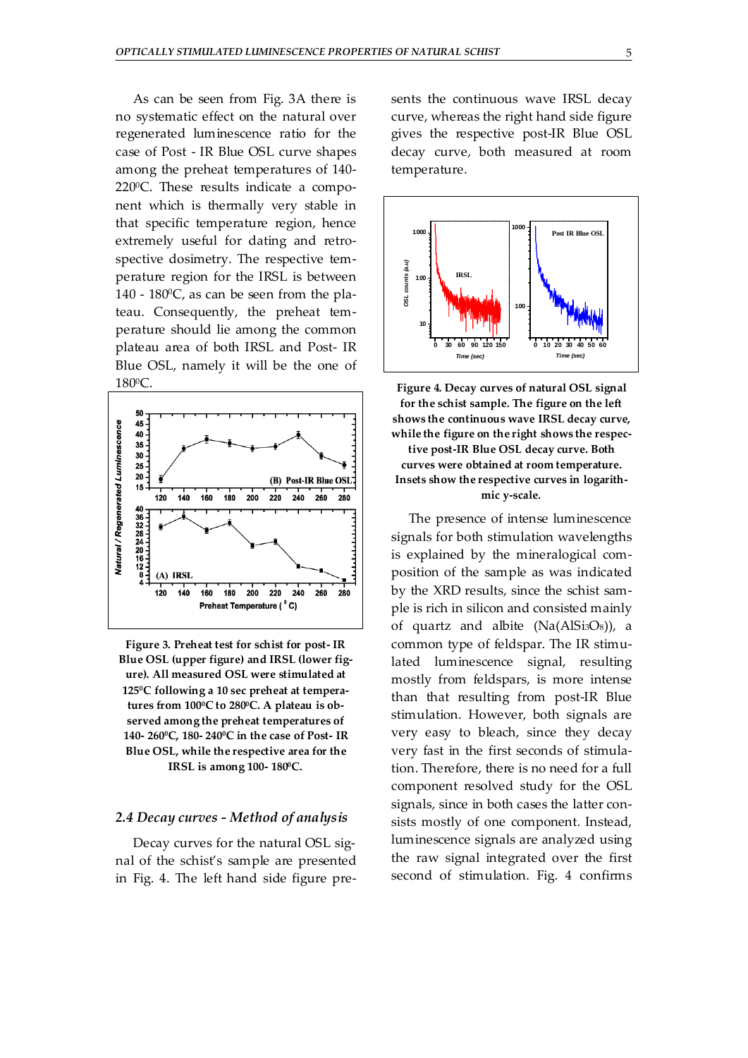As can be seen from Fig. 3A there is no systematic effect on the natural over regenerated luminescence ratio for the case of Post - IR Blue OSL curve shapes among the preheat temperatures of 140-220$^0$C. These results indicate a component which is thermally very stable in that specific temperature region, hence extremely useful for dating and retrospective dosimetry. The respective temperature region for the IRSL is between 140 - 180$^0$C, as can be seen from the plateau. Consequently, the preheat temperature should lie among the common plateau area of both IRSL and Post- IR Blue OSL, namely it will be the one of 180$^0$C.

**Figure 3. Preheat test for schist for post- IR Blue OSL (upper figure) and IRSL (lower figure). All measured OSL were stimulated at 125$^0$C following a 10 sec preheat at temperatures from 100$^0$C to 280$^0$C. A plateau is observed among the preheat temperatures of 140- 260$^0$C, 180- 240$^0$C in the case of Post- IR Blue OSL, while the respective area for the IRSL is among 100- 180$^0$C.**

## 2.4 Decay curves - Method of analysis

Decay curves for the natural OSL signal of the schist's sample are presented in Fig. 4. The left hand side figure presents the continuous wave IRSL decay curve, whereas the right hand side figure gives the respective post-IR Blue OSL decay curve, both measured at room temperature.

**Figure 4. Decay curves of natural OSL signal for the schist sample. The figure on the left shows the continuous wave IRSL decay curve, while the figure on the right shows the respective post-IR Blue OSL decay curve. Both curves were obtained at room temperature. Insets show the respective curves in logarithmic y-scale.**

The presence of intense luminescence signals for both stimulation wavelengths is explained by the mineralogical composition of the sample as was indicated by the XRD results, since the schist sample is rich in silicon and consisted mainly of quartz and albite ($Na(AlSi_3O_8)$), a common type of feldspar. The IR stimulated luminescence signal, resulting mostly from feldspars, is more intense than that resulting from post-IR Blue stimulation. However, both signals are very easy to bleach, since they decay very fast in the first seconds of stimulation. Therefore, there is no need for a full component resolved study for the OSL signals, since in both cases the latter consists mostly of one component. Instead, luminescence signals are analyzed using the raw signal integrated over the first second of stimulation. Fig. 4 confirms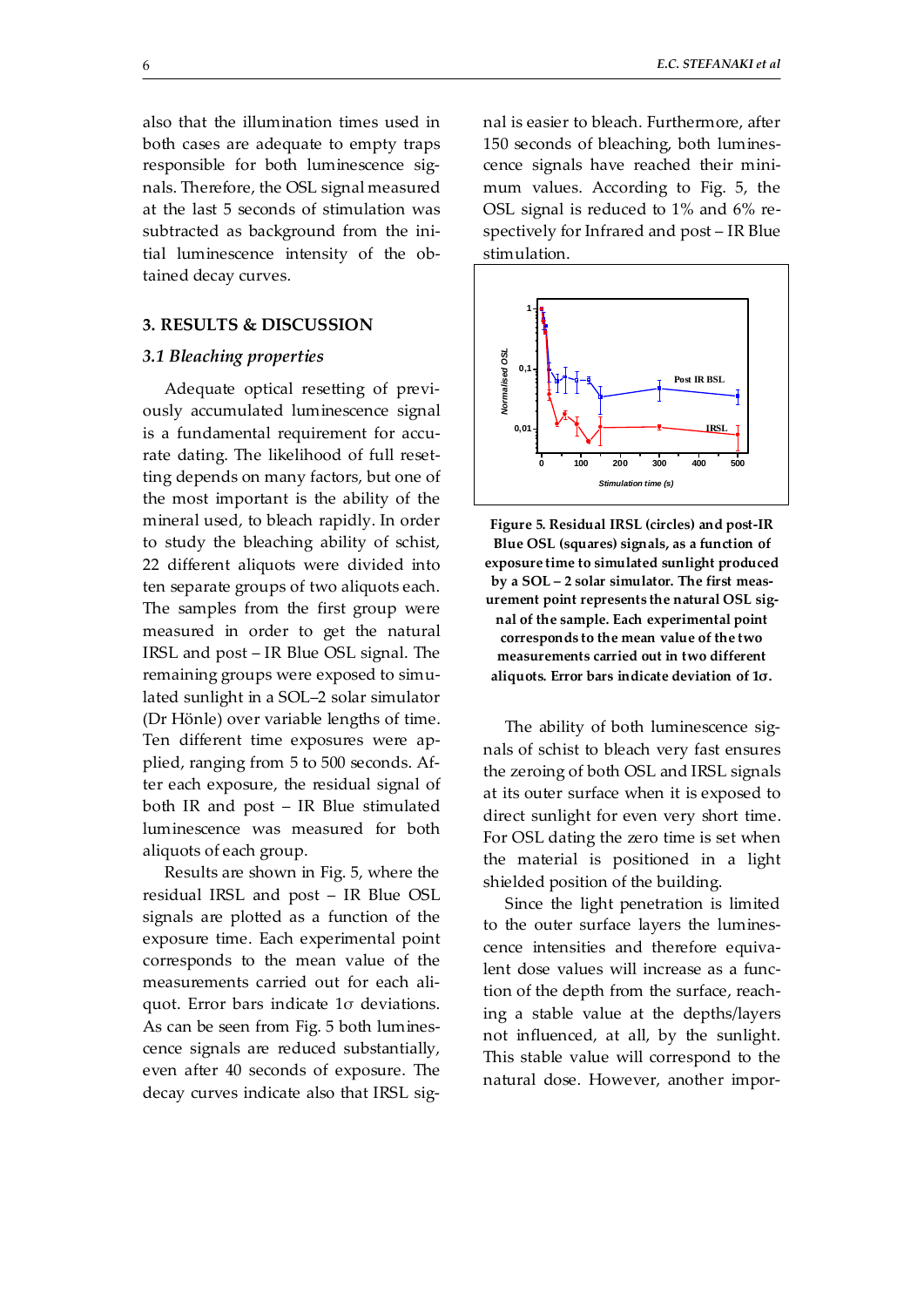also that the illumination times used in both cases are adequate to empty traps responsible for both luminescence signals. Therefore, the OSL signal measured at the last 5 seconds of stimulation was subtracted as background from the initial luminescence intensity of the obtained decay curves.

## 3. RESULTS & DISCUSSION

### *3.1 Bleaching properties*

Adequate optical resetting of previously accumulated luminescence signal is a fundamental requirement for accurate dating. The likelihood of full resetting depends on many factors, but one of the most important is the ability of the mineral used, to bleach rapidly. In order to study the bleaching ability of schist, 22 different aliquots were divided into ten separate groups of two aliquots each. The samples from the first group were measured in order to get the natural IRSL and post – IR Blue OSL signal. The remaining groups were exposed to simulated sunlight in a SOL–2 solar simulator (Dr Hönle) over variable lengths of time. Ten different time exposures were applied, ranging from 5 to 500 seconds. After each exposure, the residual signal of both IR and post – IR Blue stimulated luminescence was measured for both aliquots of each group.

Results are shown in Fig. 5, where the residual IRSL and post – IR Blue OSL signals are plotted as a function of the exposure time. Each experimental point corresponds to the mean value of the measurements carried out for each aliquot. Error bars indicate 1σ deviations. As can be seen from Fig. 5 both luminescence signals are reduced substantially, even after 40 seconds of exposure. The decay curves indicate also that IRSL signal is easier to bleach. Furthermore, after 150 seconds of bleaching, both luminescence signals have reached their minimum values. According to Fig. 5, the OSL signal is reduced to 1% and 6% respectively for Infrared and post – IR Blue stimulation.

**Figure 5. Residual IRSL (circles) and post-IR Blue OSL (squares) signals, as a function of exposure time to simulated sunlight produced by a SOL – 2 solar simulator. The first measurement point represents the natural OSL signal of the sample. Each experimental point corresponds to the mean value of the two measurements carried out in two different aliquots. Error bars indicate deviation of 1σ.**

The ability of both luminescence signals of schist to bleach very fast ensures the zeroing of both OSL and IRSL signals at its outer surface when it is exposed to direct sunlight for even very short time. For OSL dating the zero time is set when the material is positioned in a light shielded position of the building.

Since the light penetration is limited to the outer surface layers the luminescence intensities and therefore equivalent dose values will increase as a function of the depth from the surface, reaching a stable value at the depths/layers not influenced, at all, by the sunlight. This stable value will correspond to the natural dose. However, another impor-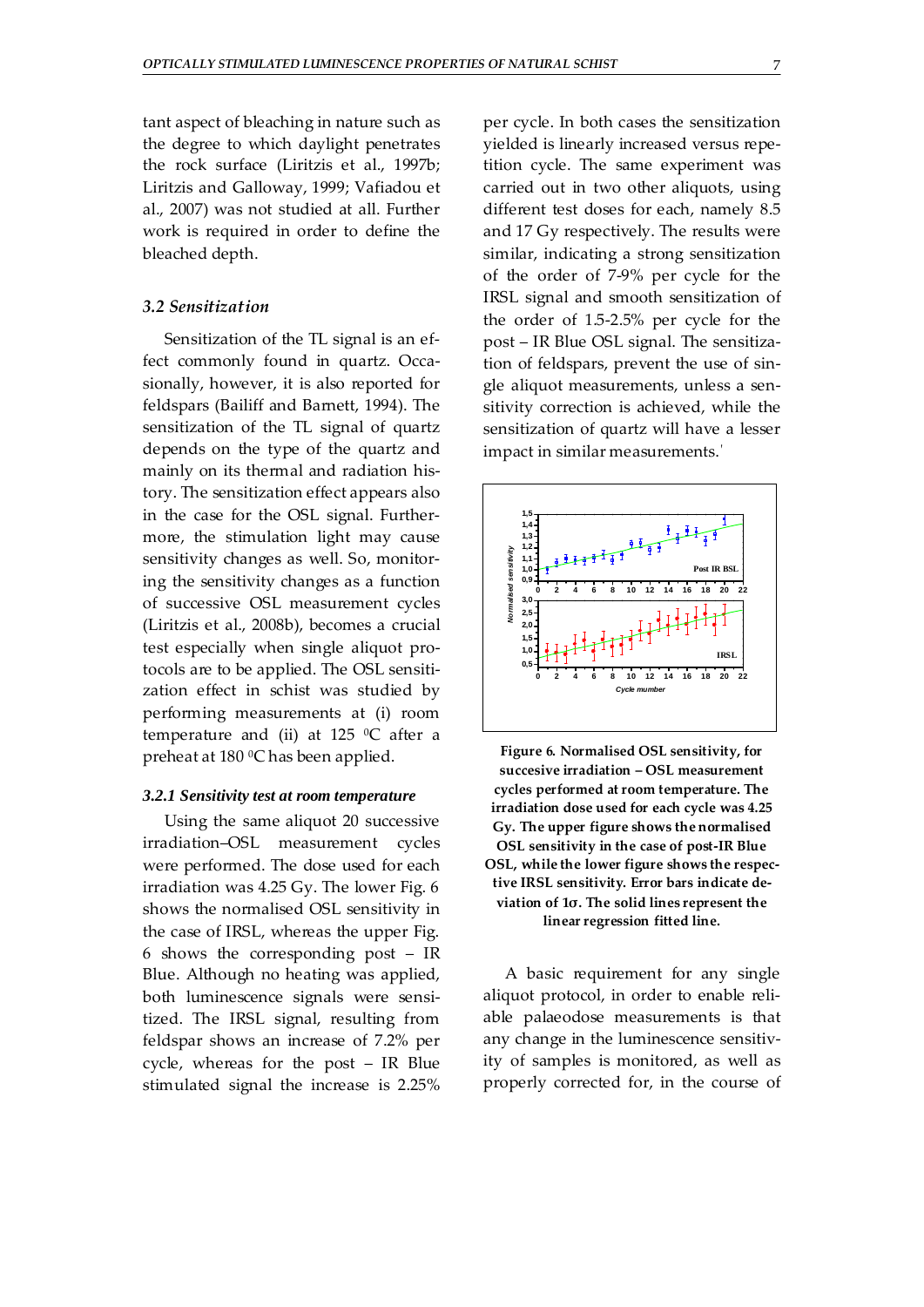tant aspect of bleaching in nature such as the degree to which daylight penetrates the rock surface (Liritzis et al., 1997b; Liritzis and Galloway, 1999; Vafiadou et al., 2007) was not studied at all. Further work is required in order to define the bleached depth.

### 3.2 Sensitization

Sensitization of the TL signal is an effect commonly found in quartz. Occasionally, however, it is also reported for feldspars (Bailiff and Barnett, 1994). The sensitization of the TL signal of quartz depends on the type of the quartz and mainly on its thermal and radiation history. The sensitization effect appears also in the case for the OSL signal. Furthermore, the stimulation light may cause sensitivity changes as well. So, monitoring the sensitivity changes as a function of successive OSL measurement cycles (Liritzis et al., 2008b), becomes a crucial test especially when single aliquot protocols are to be applied. The OSL sensitization effect in schist was studied by performing measurements at (i) room temperature and (ii) at 125 $^0$C after a preheat at 180 $^0$C has been applied.

#### 3.2.1 Sensitivity test at room temperature

Using the same aliquot 20 successive irradiation–OSL measurement cycles were performed. The dose used for each irradiation was 4.25 Gy. The lower Fig. 6 shows the normalised OSL sensitivity in the case of IRSL, whereas the upper Fig. 6 shows the corresponding post – IR Blue. Although no heating was applied, both luminescence signals were sensitized. The IRSL signal, resulting from feldspar shows an increase of 7.2% per cycle, whereas for the post – IR Blue stimulated signal the increase is 2.25% per cycle. In both cases the sensitization yielded is linearly increased versus repetition cycle. The same experiment was carried out in two other aliquots, using different test doses for each, namely 8.5 and 17 Gy respectively. The results were similar, indicating a strong sensitization of the order of 7-9% per cycle for the IRSL signal and smooth sensitization of the order of 1.5-2.5% per cycle for the post – IR Blue OSL signal. The sensitization of feldspars, prevent the use of single aliquot measurements, unless a sensitivity correction is achieved, while the sensitization of quartz will have a lesser impact in similar measurements.

**Figure 6. Normalised OSL sensitivity, for succesive irradiation – OSL measurement cycles performed at room temperature. The irradiation dose used for each cycle was 4.25 Gy. The upper figure shows the normalised OSL sensitivity in the case of post-IR Blue OSL, while the lower figure shows the respective IRSL sensitivity. Error bars indicate deviation of 1σ. The solid lines represent the linear regression fitted line.**

A basic requirement for any single aliquot protocol, in order to enable reliable palaeodose measurements is that any change in the luminescence sensitivity of samples is monitored, as well as properly corrected for, in the course of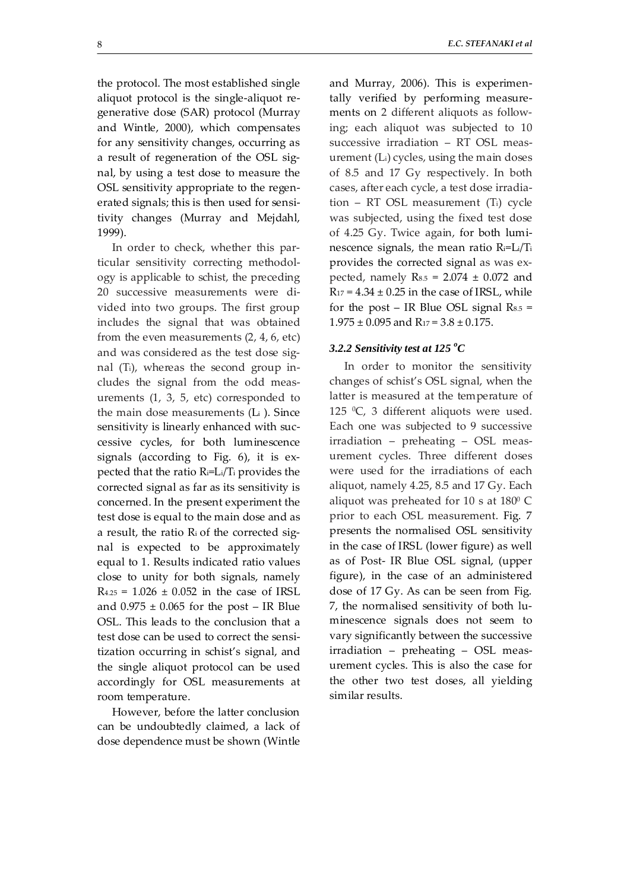the protocol. The most established single aliquot protocol is the single-aliquot regenerative dose (SAR) protocol (Murray and Wintle, 2000), which compensates for any sensitivity changes, occurring as a result of regeneration of the OSL signal, by using a test dose to measure the OSL sensitivity appropriate to the regenerated signals; this is then used for sensitivity changes (Murray and Mejdahl, 1999).

In order to check, whether this particular sensitivity correcting methodology is applicable to schist, the preceding 20 successive measurements were divided into two groups. The first group includes the signal that was obtained from the even measurements (2, 4, 6, etc) and was considered as the test dose signal ($T_i$), whereas the second group includes the signal from the odd measurements (1, 3, 5, etc) corresponded to the main dose measurements ($L_i$ ). Since sensitivity is linearly enhanced with successive cycles, for both luminescence signals (according to Fig. 6), it is expected that the ratio $R_i=L_i/T_i$ provides the corrected signal as far as its sensitivity is concerned. In the present experiment the test dose is equal to the main dose and as a result, the ratio $R_i$ of the corrected signal is expected to be approximately equal to 1. Results indicated ratio values close to unity for both signals, namely $R_{4.25} = 1.026 \pm 0.052$ in the case of IRSL and $0.975 \pm 0.065$ for the post – IR Blue OSL. This leads to the conclusion that a test dose can be used to correct the sensitization occurring in schist's signal, and the single aliquot protocol can be used accordingly for OSL measurements at room temperature.

However, before the latter conclusion can be undoubtedly claimed, a lack of dose dependence must be shown (Wintle and Murray, 2006). This is experimentally verified by performing measurements on 2 different aliquots as following; each aliquot was subjected to 10 successive irradiation – RT OSL measurement ($L_i$) cycles, using the main doses of 8.5 and 17 Gy respectively. In both cases, after each cycle, a test dose irradiation – RT OSL measurement ($T_i$) cycle was subjected, using the fixed test dose of 4.25 Gy. Twice again, for both luminescence signals, the mean ratio $R_i=L_i/T_i$ provides the corrected signal as was expected, namely $R_{8.5} = 2.074 \pm 0.072$ and $R_{17} = 4.34 \pm 0.25$ in the case of IRSL, while for the post – IR Blue OSL signal $R_{8.5} = 1.975 \pm 0.095$ and $R_{17} = 3.8 \pm 0.175$.

### *3.2.2 Sensitivity test at 125 °C*

In order to monitor the sensitivity changes of schist's OSL signal, when the latter is measured at the temperature of 125 $^0$C, 3 different aliquots were used. Each one was subjected to 9 successive irradiation – preheating – OSL measurement cycles. Three different doses were used for the irradiations of each aliquot, namely 4.25, 8.5 and 17 Gy. Each aliquot was preheated for 10 s at 180$^0$ C prior to each OSL measurement. Fig. 7 presents the normalised OSL sensitivity in the case of IRSL (lower figure) as well as of Post- IR Blue OSL signal, (upper figure), in the case of an administered dose of 17 Gy. As can be seen from Fig. 7, the normalised sensitivity of both luminescence signals does not seem to vary significantly between the successive irradiation – preheating – OSL measurement cycles. This is also the case for the other two test doses, all yielding similar results.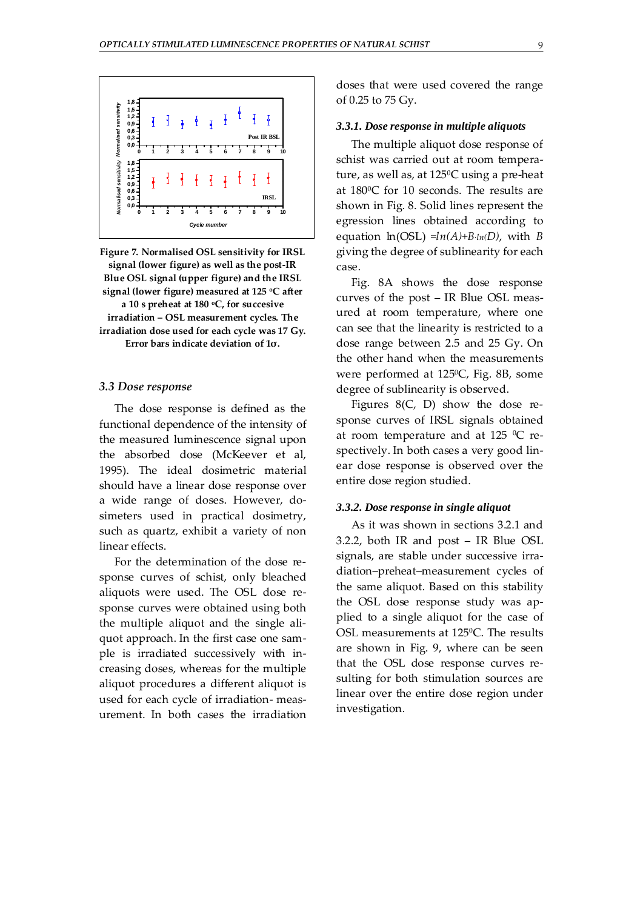**Figure 7. Normalised OSL sensitivity for IRSL signal (lower figure) as well as the post-IR Blue OSL signal (upper figure) and the IRSL signal (lower figure) measured at 125 ºC after a 10 s preheat at 180 ºC, for succesive irradiation – OSL measurement cycles. The irradiation dose used for each cycle was 17 Gy. Error bars indicate deviation of 1σ.**

### *3.3 Dose response*

The dose response is defined as the functional dependence of the intensity of the measured luminescence signal upon the absorbed dose (McKeever et al, 1995). The ideal dosimetric material should have a linear dose response over a wide range of doses. However, dosimeters used in practical dosimetry, such as quartz, exhibit a variety of non linear effects.

For the determination of the dose response curves of schist, only bleached aliquots were used. The OSL dose response curves were obtained using both the multiple aliquot and the single aliquot approach. In the first case one sample is irradiated successively with increasing doses, whereas for the multiple aliquot procedures a different aliquot is used for each cycle of irradiation- measurement. In both cases the irradiation doses that were used covered the range of 0.25 to 75 Gy.

#### *3.3.1. Dose response in multiple aliquots*

The multiple aliquot dose response of schist was carried out at room temperature, as well as, at 125⁰C using a pre-heat at 180⁰C for 10 seconds. The results are shown in Fig. 8. Solid lines represent the egression lines obtained according to equation ln(OSL) $=ln(A)+B{\cdot}ln(D)$, with $B$ giving the degree of sublinearity for each case.

Fig. 8A shows the dose response curves of the post – IR Blue OSL measured at room temperature, where one can see that the linearity is restricted to a dose range between 2.5 and 25 Gy. On the other hand when the measurements were performed at 125⁰C, Fig. 8B, some degree of sublinearity is observed.

Figures 8(C, D) show the dose response curves of IRSL signals obtained at room temperature and at 125 ⁰C respectively. In both cases a very good linear dose response is observed over the entire dose region studied.

#### *3.3.2. Dose response in single aliquot*

As it was shown in sections 3.2.1 and 3.2.2, both IR and post – IR Blue OSL signals, are stable under successive irradiation–preheat–measurement cycles of the same aliquot. Based on this stability the OSL dose response study was applied to a single aliquot for the case of OSL measurements at 125⁰C. The results are shown in Fig. 9, where can be seen that the OSL dose response curves resulting for both stimulation sources are linear over the entire dose region under investigation.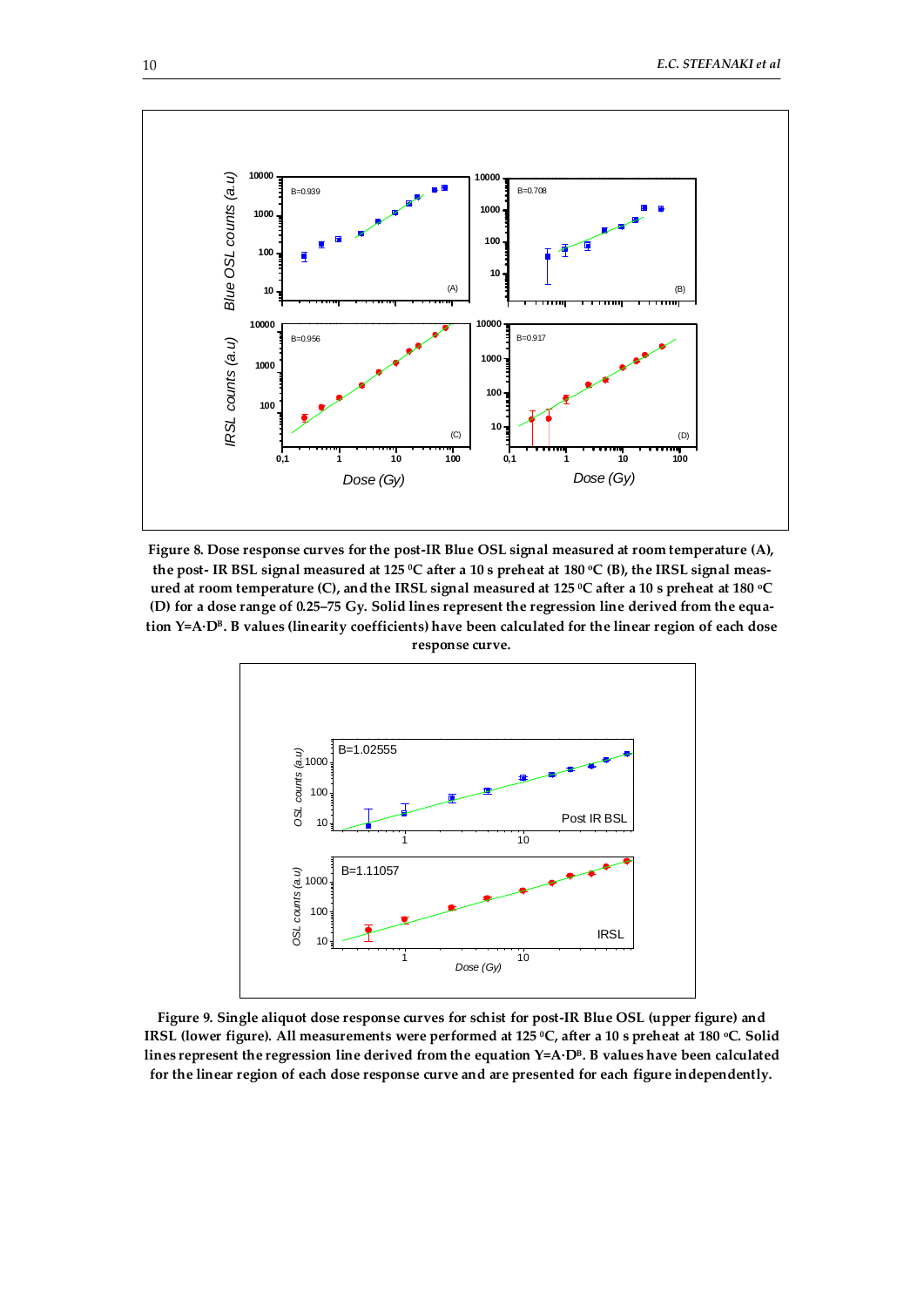**Figure 8. Dose response curves for the post-IR Blue OSL signal measured at room temperature (A), the post- IR BSL signal measured at 125 $^0$C after a 10 s preheat at 180 $^o$C (B), the IRSL signal measured at room temperature (C), and the IRSL signal measured at 125 $^0$C after a 10 s preheat at 180 $^o$C (D) for a dose range of 0.25–75 Gy. Solid lines represent the regression line derived from the equation $Y=A \cdot D^B$. B values (linearity coefficients) have been calculated for the linear region of each dose response curve.**

**Figure 9. Single aliquot dose response curves for schist for post-IR Blue OSL (upper figure) and IRSL (lower figure). All measurements were performed at 125 $^0$C, after a 10 s preheat at 180 $^o$C. Solid lines represent the regression line derived from the equation $Y=A \cdot D^B$. B values have been calculated for the linear region of each dose response curve and are presented for each figure independently.**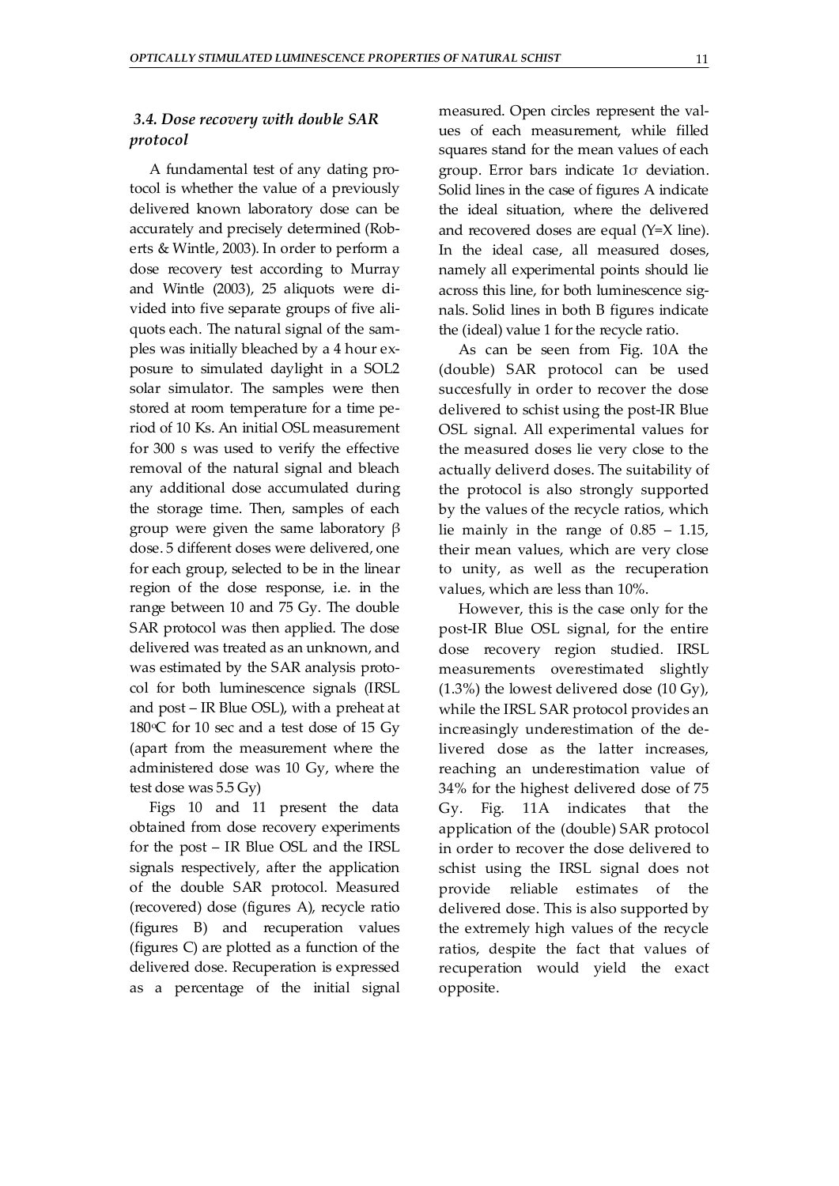### 3.4. Dose recovery with double SAR protocol

A fundamental test of any dating protocol is whether the value of a previously delivered known laboratory dose can be accurately and precisely determined (Roberts & Wintle, 2003). In order to perform a dose recovery test according to Murray and Wintle (2003), 25 aliquots were divided into five separate groups of five aliquots each. The natural signal of the samples was initially bleached by a 4 hour exposure to simulated daylight in a SOL2 solar simulator. The samples were then stored at room temperature for a time period of 10 Ks. An initial OSL measurement for 300 s was used to verify the effective removal of the natural signal and bleach any additional dose accumulated during the storage time. Then, samples of each group were given the same laboratory β dose. 5 different doses were delivered, one for each group, selected to be in the linear region of the dose response, i.e. in the range between 10 and 75 Gy. The double SAR protocol was then applied. The dose delivered was treated as an unknown, and was estimated by the SAR analysis protocol for both luminescence signals (IRSL and post – IR Blue OSL), with a preheat at 180°C for 10 sec and a test dose of 15 Gy (apart from the measurement where the administered dose was 10 Gy, where the test dose was 5.5 Gy)

Figs 10 and 11 present the data obtained from dose recovery experiments for the post – IR Blue OSL and the IRSL signals respectively, after the application of the double SAR protocol. Measured (recovered) dose (figures A), recycle ratio (figures B) and recuperation values (figures C) are plotted as a function of the delivered dose. Recuperation is expressed as a percentage of the initial signal measured. Open circles represent the values of each measurement, while filled squares stand for the mean values of each group. Error bars indicate 1σ deviation. Solid lines in the case of figures A indicate the ideal situation, where the delivered and recovered doses are equal (Y=X line). In the ideal case, all measured doses, namely all experimental points should lie across this line, for both luminescence signals. Solid lines in both B figures indicate the (ideal) value 1 for the recycle ratio.

As can be seen from Fig. 10A the (double) SAR protocol can be used succesfully in order to recover the dose delivered to schist using the post-IR Blue OSL signal. All experimental values for the measured doses lie very close to the actually deliverd doses. The suitability of the protocol is also strongly supported by the values of the recycle ratios, which lie mainly in the range of 0.85 – 1.15, their mean values, which are very close to unity, as well as the recuperation values, which are less than 10%.

However, this is the case only for the post-IR Blue OSL signal, for the entire dose recovery region studied. IRSL measurements overestimated slightly (1.3%) the lowest delivered dose (10 Gy), while the IRSL SAR protocol provides an increasingly underestimation of the delivered dose as the latter increases, reaching an underestimation value of 34% for the highest delivered dose of 75 Gy. Fig. 11A indicates that the application of the (double) SAR protocol in order to recover the dose delivered to schist using the IRSL signal does not provide reliable estimates of the delivered dose. This is also supported by the extremely high values of the recycle ratios, despite the fact that values of recuperation would yield the exact opposite.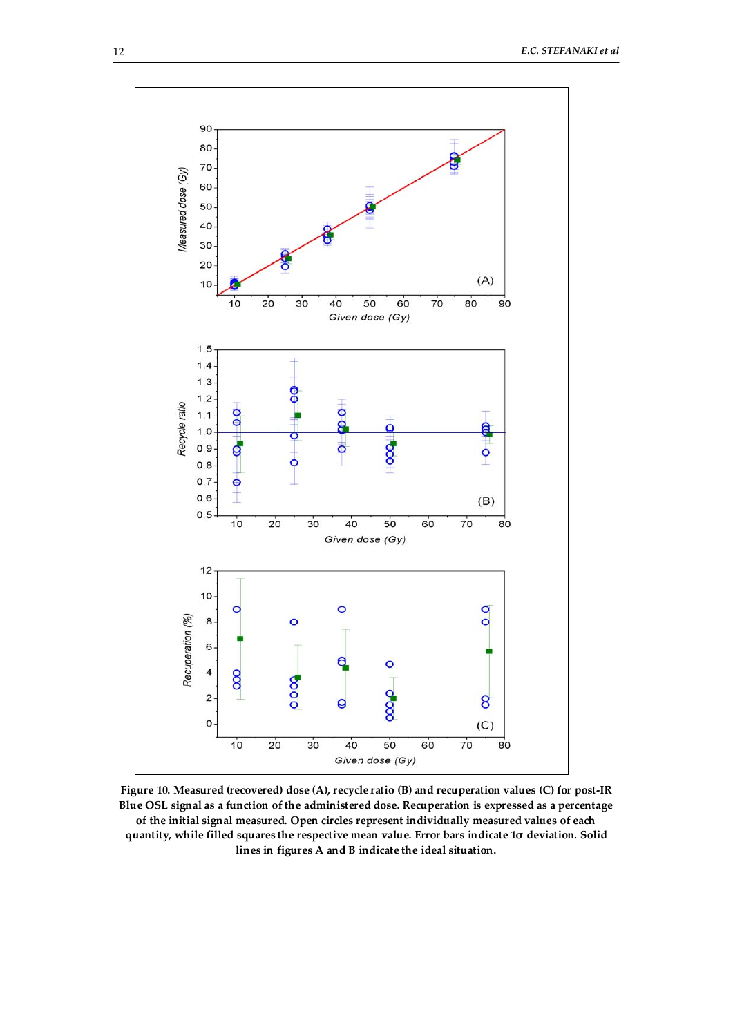**Figure 10. Measured (recovered) dose (A), recycle ratio (B) and recuperation values (C) for post-IR Blue OSL signal as a function of the administered dose. Recuperation is expressed as a percentage of the initial signal measured. Open circles represent individually measured values of each quantity, while filled squares the respective mean value. Error bars indicate 1σ deviation. Solid lines in figures A and B indicate the ideal situation.**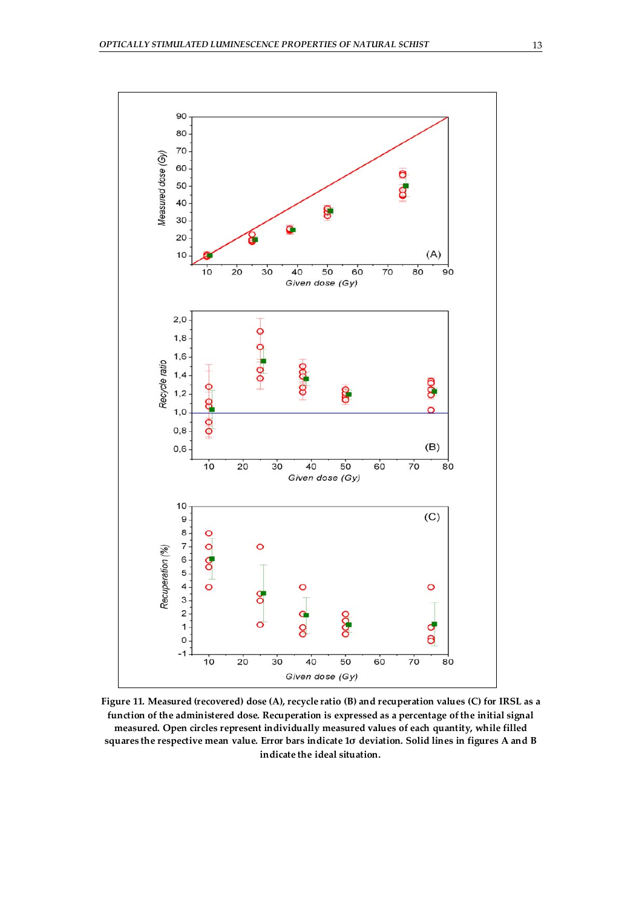**Figure 11. Measured (recovered) dose (A), recycle ratio (B) and recuperation values (C) for IRSL as a function of the administered dose. Recuperation is expressed as a percentage of the initial signal measured. Open circles represent individually measured values of each quantity, while filled squares the respective mean value. Error bars indicate 1σ deviation. Solid lines in figures A and B indicate the ideal situation.**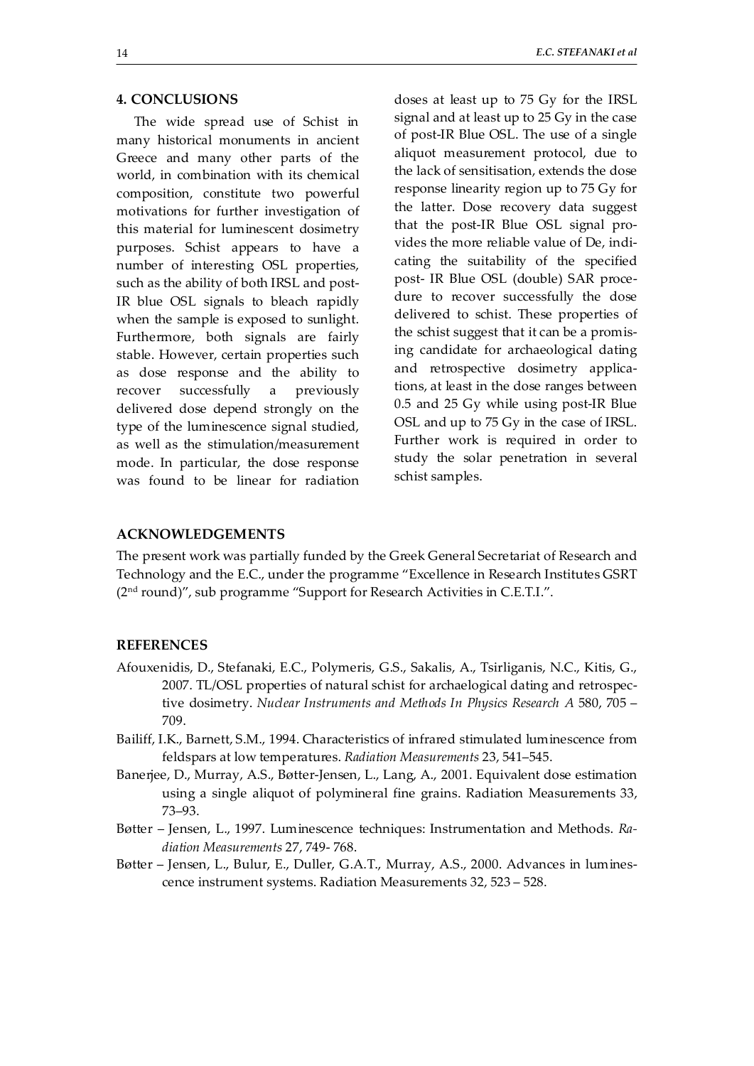## 4. CONCLUSIONS

The wide spread use of Schist in many historical monuments in ancient Greece and many other parts of the world, in combination with its chemical composition, constitute two powerful motivations for further investigation of this material for luminescent dosimetry purposes. Schist appears to have a number of interesting OSL properties, such as the ability of both IRSL and post-IR blue OSL signals to bleach rapidly when the sample is exposed to sunlight. Furthermore, both signals are fairly stable. However, certain properties such as dose response and the ability to recover successfully a previously delivered dose depend strongly on the type of the luminescence signal studied, as well as the stimulation/measurement mode. In particular, the dose response was found to be linear for radiation doses at least up to 75 Gy for the IRSL signal and at least up to 25 Gy in the case of post-IR Blue OSL. The use of a single aliquot measurement protocol, due to the lack of sensitisation, extends the dose response linearity region up to 75 Gy for the latter. Dose recovery data suggest that the post-IR Blue OSL signal provides the more reliable value of De, indicating the suitability of the specified post- IR Blue OSL (double) SAR procedure to recover successfully the dose delivered to schist. These properties of the schist suggest that it can be a promising candidate for archaeological dating and retrospective dosimetry applications, at least in the dose ranges between 0.5 and 25 Gy while using post-IR Blue OSL and up to 75 Gy in the case of IRSL. Further work is required in order to study the solar penetration in several schist samples.

## ACKNOWLEDGEMENTS

The present work was partially funded by the Greek General Secretariat of Research and Technology and the E.C., under the programme "Excellence in Research Institutes GSRT (2nd round)", sub programme "Support for Research Activities in C.E.T.I.".

## REFERENCES

Afouxenidis, D., Stefanaki, E.C., Polymeris, G.S., Sakalis, A., Tsirliganis, N.C., Kitis, G., 2007. TL/OSL properties of natural schist for archaelogical dating and retrospective dosimetry. *Nuclear Instruments and Methods In Physics Research A* 580, 705 – 709.

Bailiff, I.K., Barnett, S.M., 1994. Characteristics of infrared stimulated luminescence from feldspars at low temperatures. *Radiation Measurements* 23, 541–545.

Banerjee, D., Murray, A.S., Bøtter-Jensen, L., Lang, A., 2001. Equivalent dose estimation using a single aliquot of polymineral fine grains. Radiation Measurements 33, 73–93.

Bøtter – Jensen, L., 1997. Luminescence techniques: Instrumentation and Methods. *Radiation Measurements* 27, 749- 768.

Bøtter – Jensen, L., Bulur, E., Duller, G.A.T., Murray, A.S., 2000. Advances in luminescence instrument systems. Radiation Measurements 32, 523 – 528.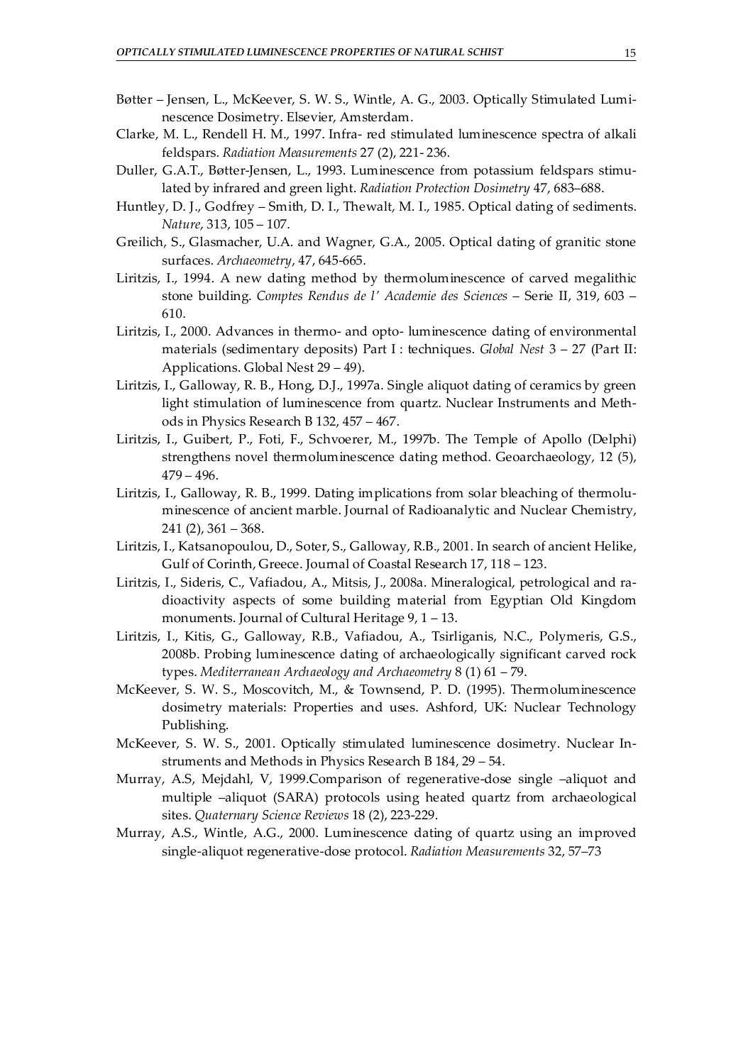Bøtter – Jensen, L., McKeever, S. W. S., Wintle, A. G., 2003. Optically Stimulated Luminescence Dosimetry. Elsevier, Amsterdam.

Clarke, M. L., Rendell H. M., 1997. Infra- red stimulated luminescence spectra of alkali feldspars. *Radiation Measurements* 27 (2), 221- 236.

Duller, G.A.T., Bøtter-Jensen, L., 1993. Luminescence from potassium feldspars stimulated by infrared and green light. *Radiation Protection Dosimetry* 47, 683–688.

Huntley, D. J., Godfrey – Smith, D. I., Thewalt, M. I., 1985. Optical dating of sediments. *Nature*, 313, 105 – 107.

Greilich, S., Glasmacher, U.A. and Wagner, G.A., 2005. Optical dating of granitic stone surfaces. *Archaeometry*, 47, 645-665.

Liritzis, I., 1994. A new dating method by thermoluminescence of carved megalithic stone building. *Comptes Rendus de l' Academie des Sciences* – Serie II, 319, 603 – 610.

Liritzis, I., 2000. Advances in thermo- and opto- luminescence dating of environmental materials (sedimentary deposits) Part I : techniques. *Global Nest* 3 – 27 (Part II: Applications. Global Nest 29 – 49).

Liritzis, I., Galloway, R. B., Hong, D.J., 1997a. Single aliquot dating of ceramics by green light stimulation of luminescence from quartz. Nuclear Instruments and Methods in Physics Research B 132, 457 – 467.

Liritzis, I., Guibert, P., Foti, F., Schvoerer, M., 1997b. The Temple of Apollo (Delphi) strengthens novel thermoluminescence dating method. Geoarchaeology, 12 (5), 479 – 496.

Liritzis, I., Galloway, R. B., 1999. Dating implications from solar bleaching of thermoluminescence of ancient marble. Journal of Radioanalytic and Nuclear Chemistry, 241 (2), 361 – 368.

Liritzis, I., Katsanopoulou, D., Soter, S., Galloway, R.B., 2001. In search of ancient Helike, Gulf of Corinth, Greece. Journal of Coastal Research 17, 118 – 123.

Liritzis, I., Sideris, C., Vafiadou, A., Mitsis, J., 2008a. Mineralogical, petrological and radioactivity aspects of some building material from Egyptian Old Kingdom monuments. Journal of Cultural Heritage 9, 1 – 13.

Liritzis, I., Kitis, G., Galloway, R.B., Vafiadou, A., Tsirliganis, N.C., Polymeris, G.S., 2008b. Probing luminescence dating of archaeologically significant carved rock types. *Mediterranean Archaeology and Archaeometry* 8 (1) 61 – 79.

McKeever, S. W. S., Moscovitch, M., & Townsend, P. D. (1995). Thermoluminescence dosimetry materials: Properties and uses. Ashford, UK: Nuclear Technology Publishing.

McKeever, S. W. S., 2001. Optically stimulated luminescence dosimetry. Nuclear Instruments and Methods in Physics Research B 184, 29 – 54.

Murray, A.S, Mejdahl, V, 1999.Comparison of regenerative-dose single –aliquot and multiple –aliquot (SARA) protocols using heated quartz from archaeological sites. *Quaternary Science Reviews* 18 (2), 223-229.

Murray, A.S., Wintle, A.G., 2000. Luminescence dating of quartz using an improved single-aliquot regenerative-dose protocol. *Radiation Measurements* 32, 57–73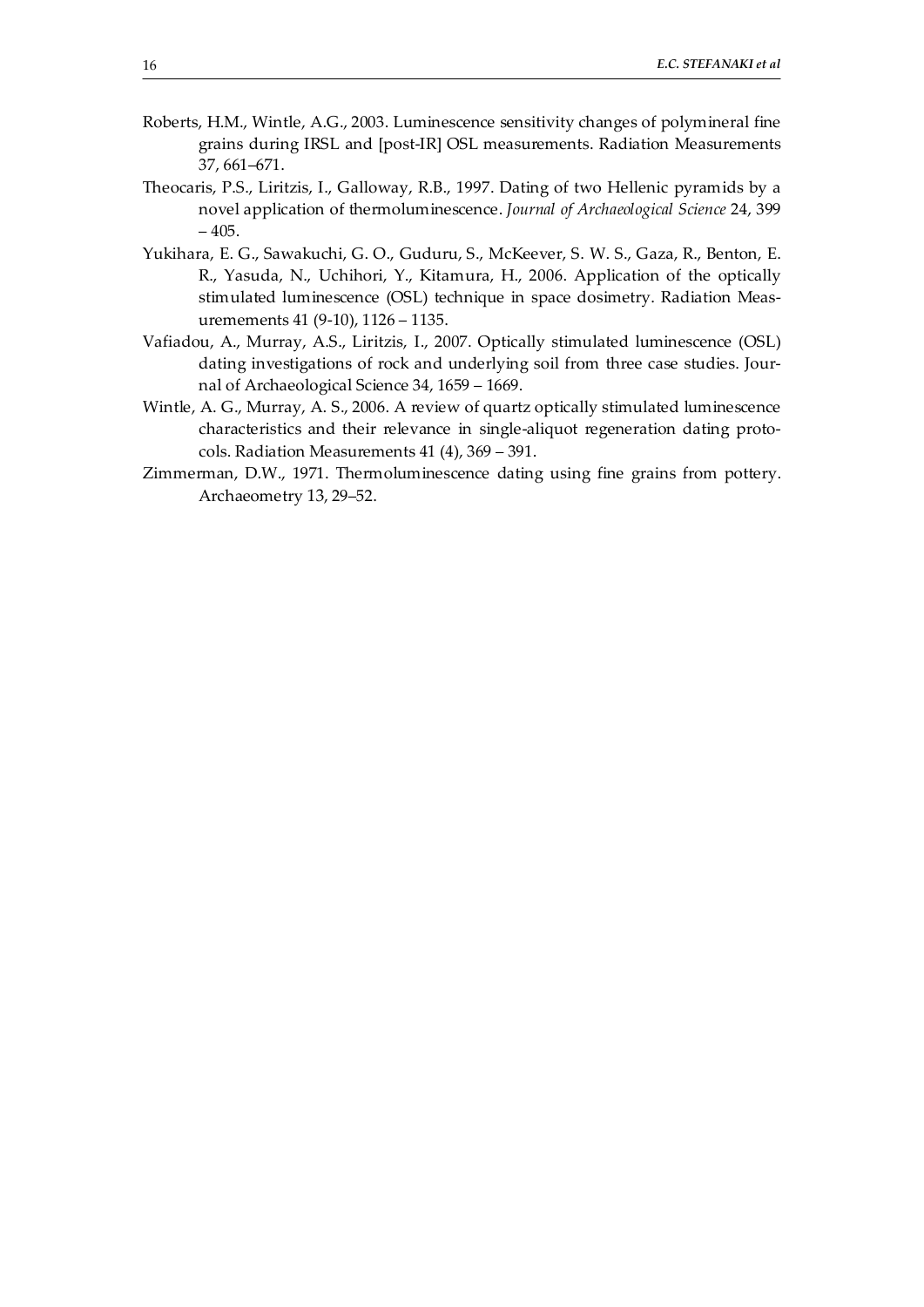Roberts, H.M., Wintle, A.G., 2003. Luminescence sensitivity changes of polymineral fine grains during IRSL and [post-IR] OSL measurements. Radiation Measurements 37, 661–671.

Theocaris, P.S., Liritzis, I., Galloway, R.B., 1997. Dating of two Hellenic pyramids by a novel application of thermoluminescence. *Journal of Archaeological Science* 24, 399 – 405.

Yukihara, E. G., Sawakuchi, G. O., Guduru, S., McKeever, S. W. S., Gaza, R., Benton, E. R., Yasuda, N., Uchihori, Y., Kitamura, H., 2006. Application of the optically stimulated luminescence (OSL) technique in space dosimetry. Radiation Measurements 41 (9-10), 1126 – 1135.

Vafiadou, A., Murray, A.S., Liritzis, I., 2007. Optically stimulated luminescence (OSL) dating investigations of rock and underlying soil from three case studies. Journal of Archaeological Science 34, 1659 – 1669.

Wintle, A. G., Murray, A. S., 2006. A review of quartz optically stimulated luminescence characteristics and their relevance in single-aliquot regeneration dating protocols. Radiation Measurements 41 (4), 369 – 391.

Zimmerman, D.W., 1971. Thermoluminescence dating using fine grains from pottery. Archaeometry 13, 29–52.